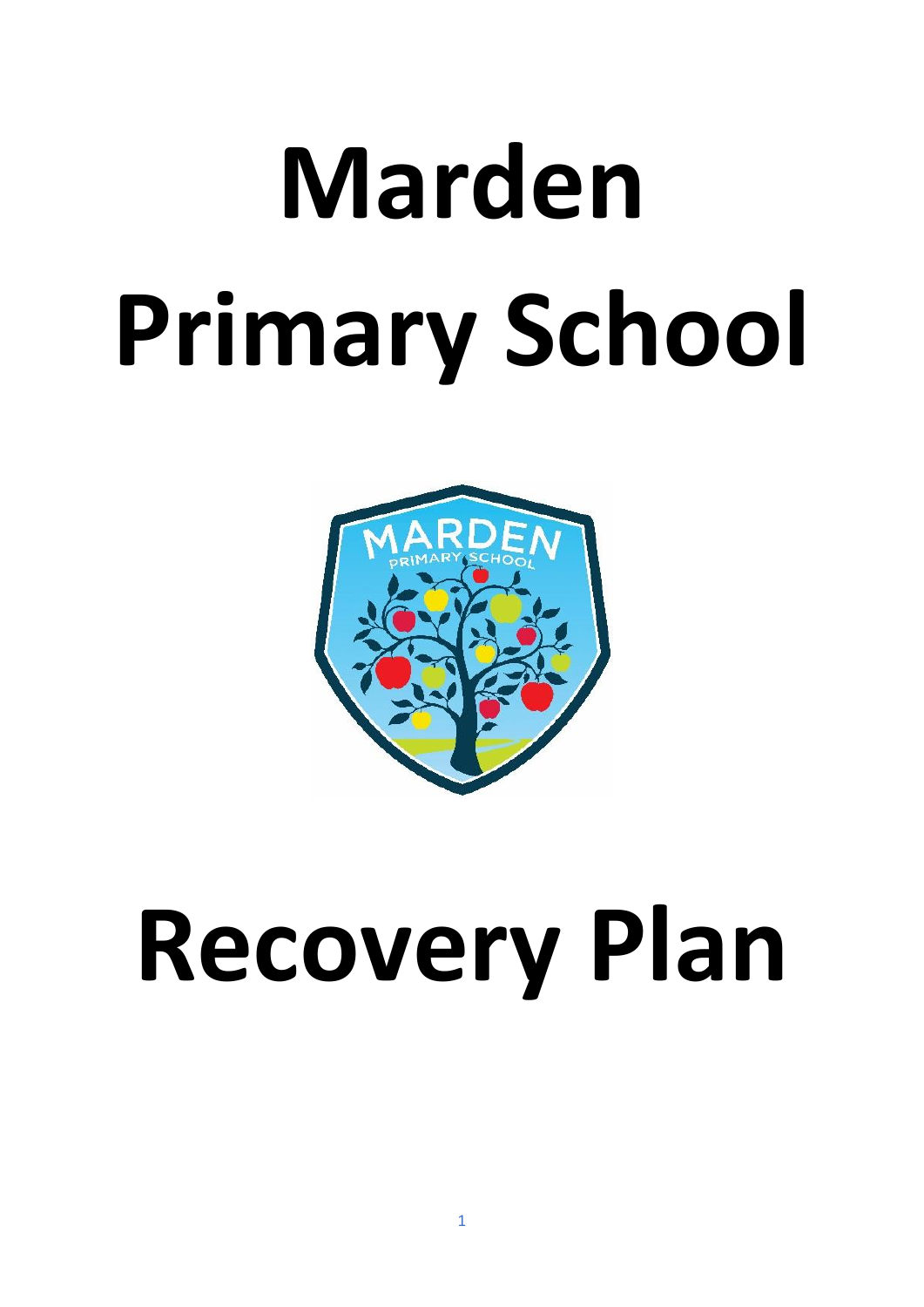# Marden Primary School

# Recovery Plan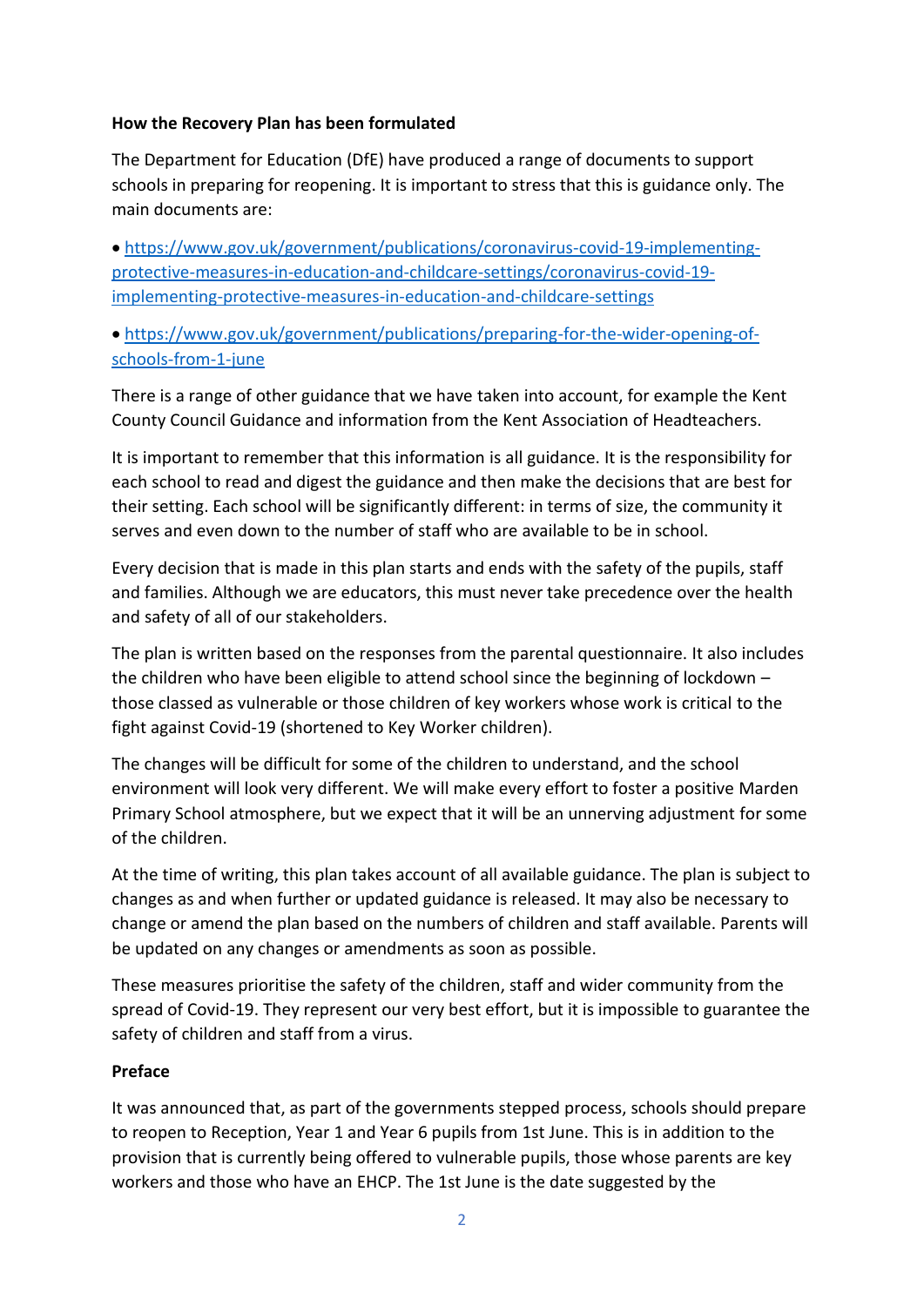**How the Recovery Plan has been formulated**

The Department for Education (DfE) have produced a range of documents to support schools in preparing for reopening. It is important to stress that this is guidance only. The main documents are:

- https://www.gov.uk/government/publications/coronavirus-covid-19-implementing-protective-measures-in-education-and-childcare-settings/coronavirus-covid-19-implementing-protective-measures-in-education-and-childcare-settings

- https://www.gov.uk/government/publications/preparing-for-the-wider-opening-of-schools-from-1-june

There is a range of other guidance that we have taken into account, for example the Kent County Council Guidance and information from the Kent Association of Headteachers.

It is important to remember that this information is all guidance. It is the responsibility for each school to read and digest the guidance and then make the decisions that are best for their setting. Each school will be significantly different: in terms of size, the community it serves and even down to the number of staff who are available to be in school.

Every decision that is made in this plan starts and ends with the safety of the pupils, staff and families. Although we are educators, this must never take precedence over the health and safety of all of our stakeholders.

The plan is written based on the responses from the parental questionnaire. It also includes the children who have been eligible to attend school since the beginning of lockdown – those classed as vulnerable or those children of key workers whose work is critical to the fight against Covid-19 (shortened to Key Worker children).

The changes will be difficult for some of the children to understand, and the school environment will look very different. We will make every effort to foster a positive Marden Primary School atmosphere, but we expect that it will be an unnerving adjustment for some of the children.

At the time of writing, this plan takes account of all available guidance. The plan is subject to changes as and when further or updated guidance is released. It may also be necessary to change or amend the plan based on the numbers of children and staff available. Parents will be updated on any changes or amendments as soon as possible.

These measures prioritise the safety of the children, staff and wider community from the spread of Covid-19. They represent our very best effort, but it is impossible to guarantee the safety of children and staff from a virus.

**Preface**

It was announced that, as part of the governments stepped process, schools should prepare to reopen to Reception, Year 1 and Year 6 pupils from 1st June. This is in addition to the provision that is currently being offered to vulnerable pupils, those whose parents are key workers and those who have an EHCP. The 1st June is the date suggested by the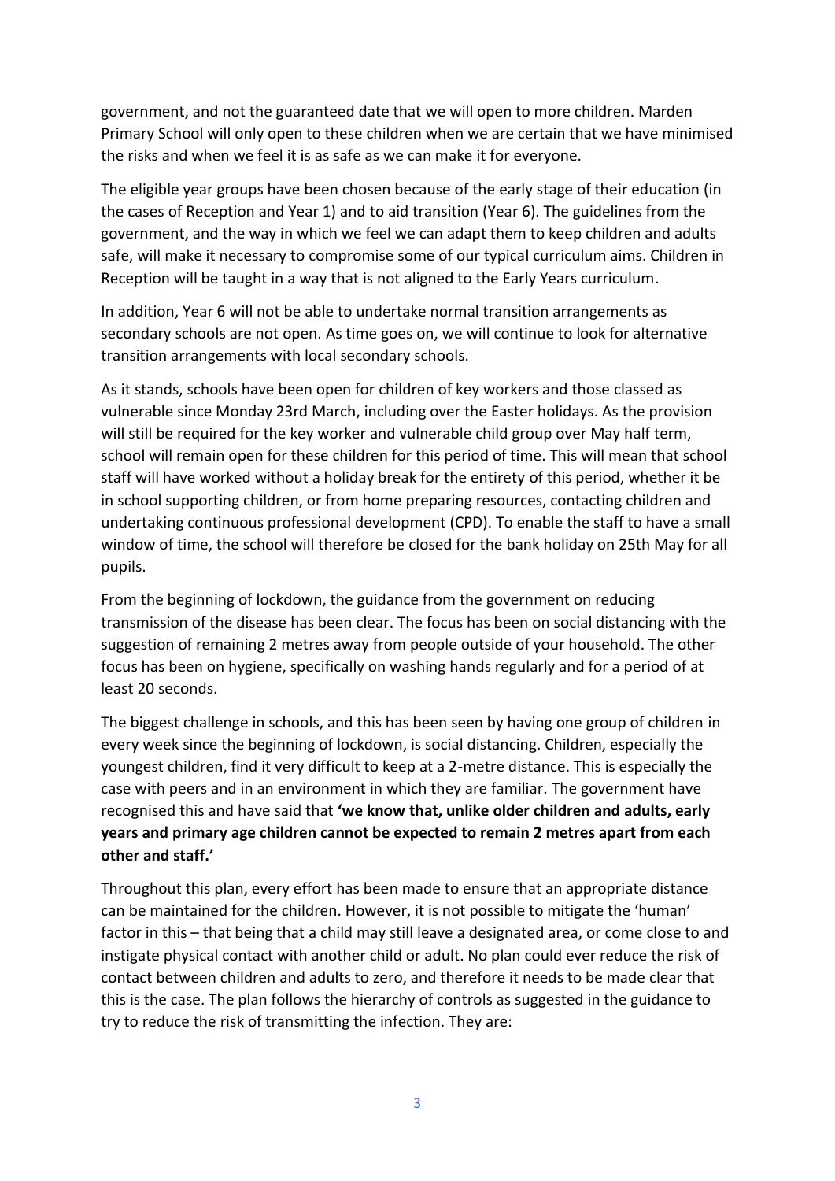government, and not the guaranteed date that we will open to more children. Marden Primary School will only open to these children when we are certain that we have minimised the risks and when we feel it is as safe as we can make it for everyone.

The eligible year groups have been chosen because of the early stage of their education (in the cases of Reception and Year 1) and to aid transition (Year 6). The guidelines from the government, and the way in which we feel we can adapt them to keep children and adults safe, will make it necessary to compromise some of our typical curriculum aims. Children in Reception will be taught in a way that is not aligned to the Early Years curriculum.

In addition, Year 6 will not be able to undertake normal transition arrangements as secondary schools are not open. As time goes on, we will continue to look for alternative transition arrangements with local secondary schools.

As it stands, schools have been open for children of key workers and those classed as vulnerable since Monday 23rd March, including over the Easter holidays. As the provision will still be required for the key worker and vulnerable child group over May half term, school will remain open for these children for this period of time. This will mean that school staff will have worked without a holiday break for the entirety of this period, whether it be in school supporting children, or from home preparing resources, contacting children and undertaking continuous professional development (CPD). To enable the staff to have a small window of time, the school will therefore be closed for the bank holiday on 25th May for all pupils.

From the beginning of lockdown, the guidance from the government on reducing transmission of the disease has been clear. The focus has been on social distancing with the suggestion of remaining 2 metres away from people outside of your household. The other focus has been on hygiene, specifically on washing hands regularly and for a period of at least 20 seconds.

The biggest challenge in schools, and this has been seen by having one group of children in every week since the beginning of lockdown, is social distancing. Children, especially the youngest children, find it very difficult to keep at a 2-metre distance. This is especially the case with peers and in an environment in which they are familiar. The government have recognised this and have said that **'we know that, unlike older children and adults, early years and primary age children cannot be expected to remain 2 metres apart from each other and staff.'**

Throughout this plan, every effort has been made to ensure that an appropriate distance can be maintained for the children. However, it is not possible to mitigate the 'human' factor in this – that being that a child may still leave a designated area, or come close to and instigate physical contact with another child or adult. No plan could ever reduce the risk of contact between children and adults to zero, and therefore it needs to be made clear that this is the case. The plan follows the hierarchy of controls as suggested in the guidance to try to reduce the risk of transmitting the infection. They are: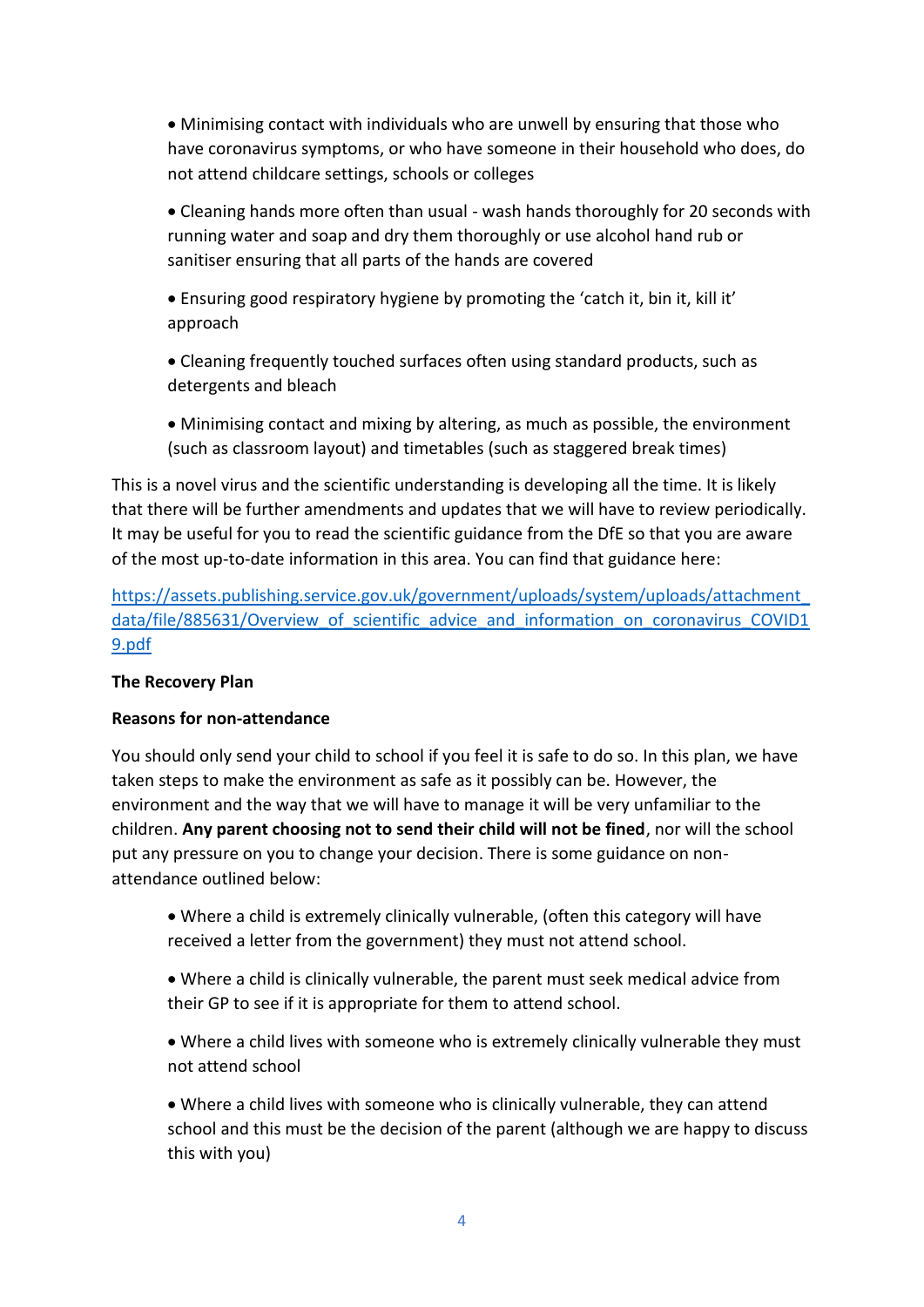- Minimising contact with individuals who are unwell by ensuring that those who have coronavirus symptoms, or who have someone in their household who does, do not attend childcare settings, schools or colleges

- Cleaning hands more often than usual - wash hands thoroughly for 20 seconds with running water and soap and dry them thoroughly or use alcohol hand rub or sanitiser ensuring that all parts of the hands are covered

- Ensuring good respiratory hygiene by promoting the 'catch it, bin it, kill it' approach

- Cleaning frequently touched surfaces often using standard products, such as detergents and bleach

- Minimising contact and mixing by altering, as much as possible, the environment (such as classroom layout) and timetables (such as staggered break times)

This is a novel virus and the scientific understanding is developing all the time. It is likely that there will be further amendments and updates that we will have to review periodically. It may be useful for you to read the scientific guidance from the DfE so that you are aware of the most up-to-date information in this area. You can find that guidance here:

[https://assets.publishing.service.gov.uk/government/uploads/system/uploads/attachment_data/file/885631/Overview_of_scientific_advice_and_information_on_coronavirus_COVID19.pdf](https://assets.publishing.service.gov.uk/government/uploads/system/uploads/attachment_data/file/885631/Overview_of_scientific_advice_and_information_on_coronavirus_COVID19.pdf)

**The Recovery Plan**

**Reasons for non-attendance**

You should only send your child to school if you feel it is safe to do so. In this plan, we have taken steps to make the environment as safe as it possibly can be. However, the environment and the way that we will have to manage it will be very unfamiliar to the children. **Any parent choosing not to send their child will not be fined**, nor will the school put any pressure on you to change your decision. There is some guidance on non-attendance outlined below:

- Where a child is extremely clinically vulnerable, (often this category will have received a letter from the government) they must not attend school.

- Where a child is clinically vulnerable, the parent must seek medical advice from their GP to see if it is appropriate for them to attend school.

- Where a child lives with someone who is extremely clinically vulnerable they must not attend school

- Where a child lives with someone who is clinically vulnerable, they can attend school and this must be the decision of the parent (although we are happy to discuss this with you)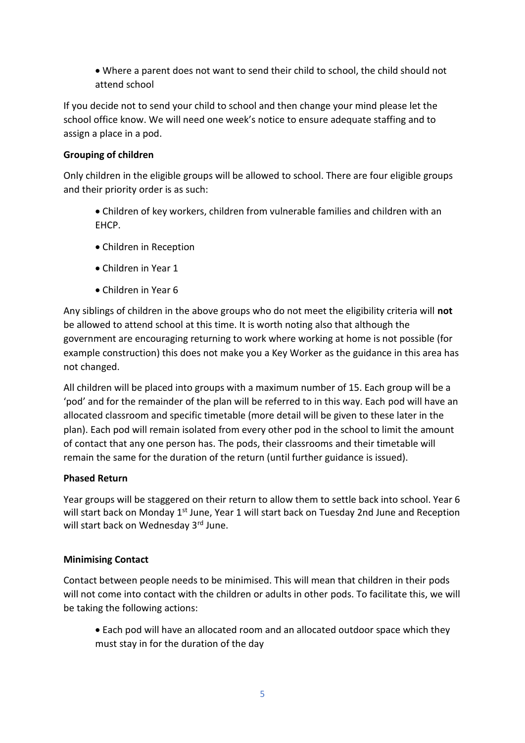- Where a parent does not want to send their child to school, the child should not attend school

If you decide not to send your child to school and then change your mind please let the school office know. We will need one week's notice to ensure adequate staffing and to assign a place in a pod.

**Grouping of children**

Only children in the eligible groups will be allowed to school. There are four eligible groups and their priority order is as such:

- Children of key workers, children from vulnerable families and children with an EHCP.
- Children in Reception
- Children in Year 1
- Children in Year 6

Any siblings of children in the above groups who do not meet the eligibility criteria will **not** be allowed to attend school at this time. It is worth noting also that although the government are encouraging returning to work where working at home is not possible (for example construction) this does not make you a Key Worker as the guidance in this area has not changed.

All children will be placed into groups with a maximum number of 15. Each group will be a 'pod' and for the remainder of the plan will be referred to in this way. Each pod will have an allocated classroom and specific timetable (more detail will be given to these later in the plan). Each pod will remain isolated from every other pod in the school to limit the amount of contact that any one person has. The pods, their classrooms and their timetable will remain the same for the duration of the return (until further guidance is issued).

**Phased Return**

Year groups will be staggered on their return to allow them to settle back into school. Year 6 will start back on Monday 1st June, Year 1 will start back on Tuesday 2nd June and Reception will start back on Wednesday 3rd June.

**Minimising Contact**

Contact between people needs to be minimised. This will mean that children in their pods will not come into contact with the children or adults in other pods. To facilitate this, we will be taking the following actions:

- Each pod will have an allocated room and an allocated outdoor space which they must stay in for the duration of the day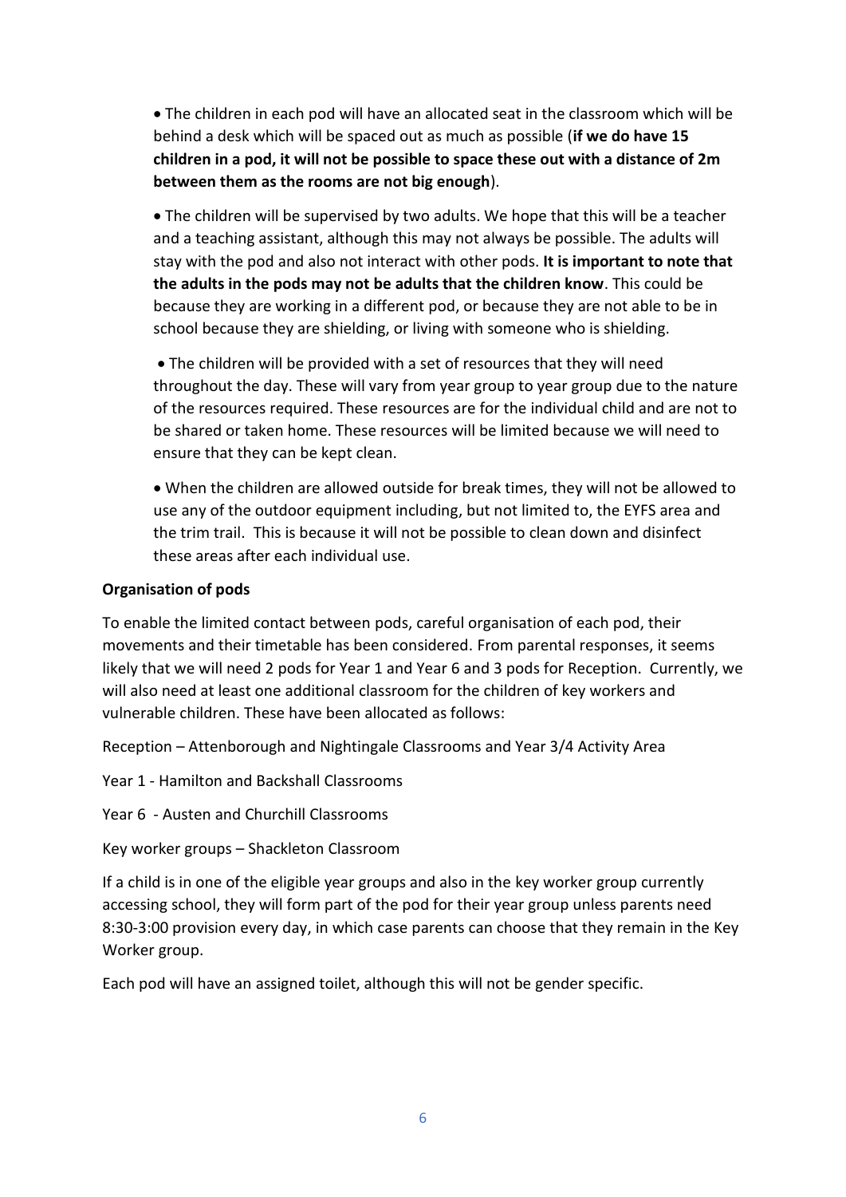- The children in each pod will have an allocated seat in the classroom which will be behind a desk which will be spaced out as much as possible (**if we do have 15 children in a pod, it will not be possible to space these out with a distance of 2m between them as the rooms are not big enough**).

- The children will be supervised by two adults. We hope that this will be a teacher and a teaching assistant, although this may not always be possible. The adults will stay with the pod and also not interact with other pods. **It is important to note that the adults in the pods may not be adults that the children know**. This could be because they are working in a different pod, or because they are not able to be in school because they are shielding, or living with someone who is shielding.

- The children will be provided with a set of resources that they will need throughout the day. These will vary from year group to year group due to the nature of the resources required. These resources are for the individual child and are not to be shared or taken home. These resources will be limited because we will need to ensure that they can be kept clean.

- When the children are allowed outside for break times, they will not be allowed to use any of the outdoor equipment including, but not limited to, the EYFS area and the trim trail. This is because it will not be possible to clean down and disinfect these areas after each individual use.

**Organisation of pods**

To enable the limited contact between pods, careful organisation of each pod, their movements and their timetable has been considered. From parental responses, it seems likely that we will need 2 pods for Year 1 and Year 6 and 3 pods for Reception. Currently, we will also need at least one additional classroom for the children of key workers and vulnerable children. These have been allocated as follows:

Reception – Attenborough and Nightingale Classrooms and Year 3/4 Activity Area

Year 1 - Hamilton and Backshall Classrooms

Year 6 - Austen and Churchill Classrooms

Key worker groups – Shackleton Classroom

If a child is in one of the eligible year groups and also in the key worker group currently accessing school, they will form part of the pod for their year group unless parents need 8:30-3:00 provision every day, in which case parents can choose that they remain in the Key Worker group.

Each pod will have an assigned toilet, although this will not be gender specific.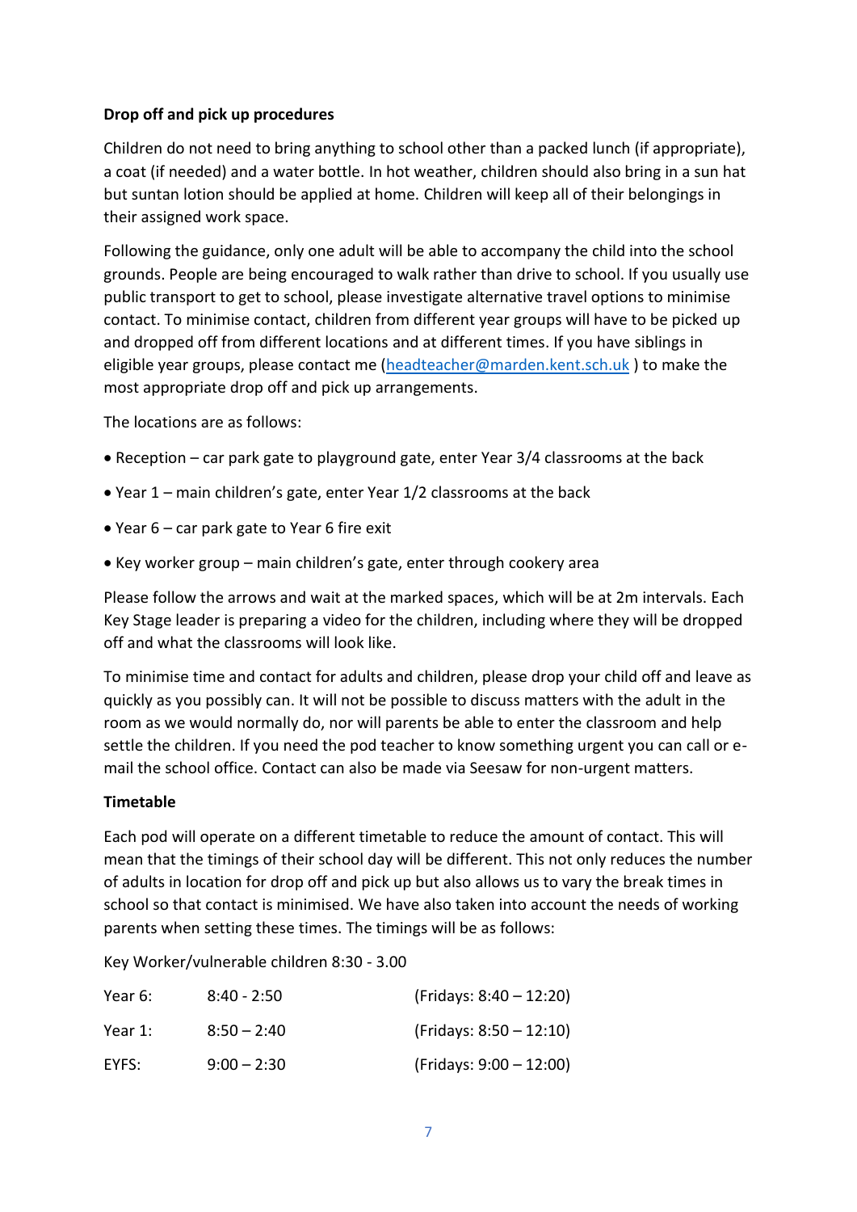**Drop off and pick up procedures**

Children do not need to bring anything to school other than a packed lunch (if appropriate), a coat (if needed) and a water bottle. In hot weather, children should also bring in a sun hat but suntan lotion should be applied at home. Children will keep all of their belongings in their assigned work space.

Following the guidance, only one adult will be able to accompany the child into the school grounds. People are being encouraged to walk rather than drive to school. If you usually use public transport to get to school, please investigate alternative travel options to minimise contact. To minimise contact, children from different year groups will have to be picked up and dropped off from different locations and at different times. If you have siblings in eligible year groups, please contact me (headteacher@marden.kent.sch.uk ) to make the most appropriate drop off and pick up arrangements.

The locations are as follows:

- Reception – car park gate to playground gate, enter Year 3/4 classrooms at the back
- Year 1 – main children's gate, enter Year 1/2 classrooms at the back
- Year 6 – car park gate to Year 6 fire exit
- Key worker group – main children's gate, enter through cookery area

Please follow the arrows and wait at the marked spaces, which will be at 2m intervals. Each Key Stage leader is preparing a video for the children, including where they will be dropped off and what the classrooms will look like.

To minimise time and contact for adults and children, please drop your child off and leave as quickly as you possibly can. It will not be possible to discuss matters with the adult in the room as we would normally do, nor will parents be able to enter the classroom and help settle the children. If you need the pod teacher to know something urgent you can call or e-mail the school office. Contact can also be made via Seesaw for non-urgent matters.

**Timetable**

Each pod will operate on a different timetable to reduce the amount of contact. This will mean that the timings of their school day will be different. This not only reduces the number of adults in location for drop off and pick up but also allows us to vary the break times in school so that contact is minimised. We have also taken into account the needs of working parents when setting these times. The timings will be as follows:

Key Worker/vulnerable children 8:30 - 3.00

| | | |
|---|---|---|
| Year 6: | 8:40 - 2:50 | (Fridays: 8:40 – 12:20) |
| Year 1: | 8:50 – 2:40 | (Fridays: 8:50 – 12:10) |
| EYFS: | 9:00 – 2:30 | (Fridays: 9:00 – 12:00) |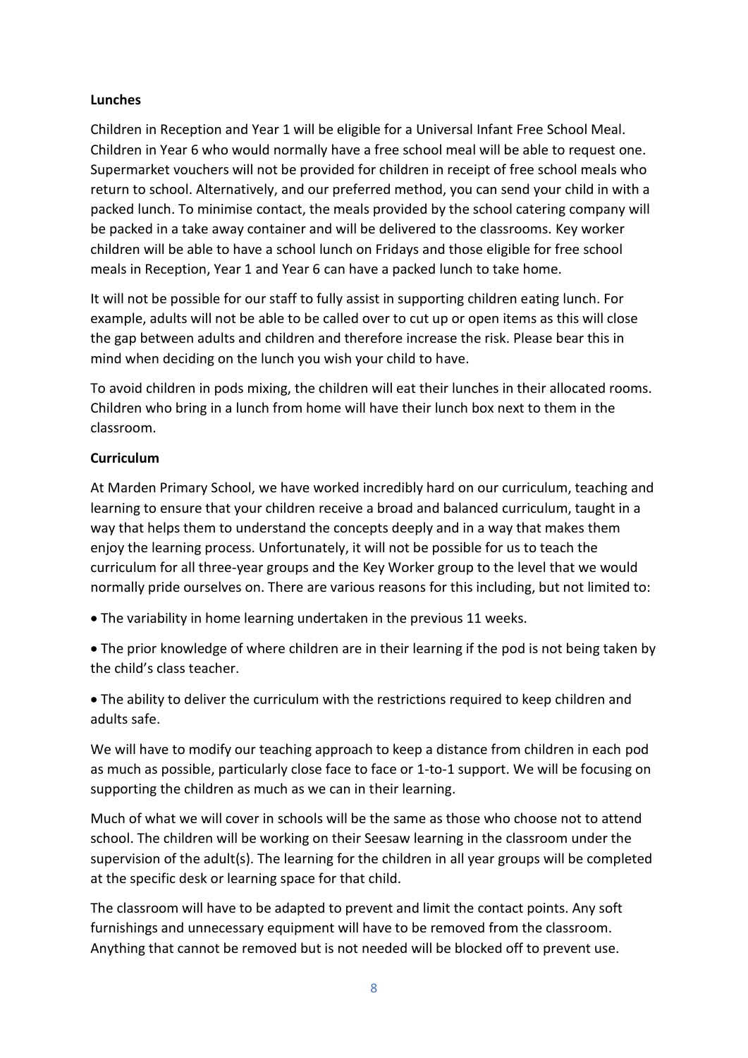**Lunches**

Children in Reception and Year 1 will be eligible for a Universal Infant Free School Meal. Children in Year 6 who would normally have a free school meal will be able to request one. Supermarket vouchers will not be provided for children in receipt of free school meals who return to school. Alternatively, and our preferred method, you can send your child in with a packed lunch. To minimise contact, the meals provided by the school catering company will be packed in a take away container and will be delivered to the classrooms. Key worker children will be able to have a school lunch on Fridays and those eligible for free school meals in Reception, Year 1 and Year 6 can have a packed lunch to take home.

It will not be possible for our staff to fully assist in supporting children eating lunch. For example, adults will not be able to be called over to cut up or open items as this will close the gap between adults and children and therefore increase the risk. Please bear this in mind when deciding on the lunch you wish your child to have.

To avoid children in pods mixing, the children will eat their lunches in their allocated rooms. Children who bring in a lunch from home will have their lunch box next to them in the classroom.

**Curriculum**

At Marden Primary School, we have worked incredibly hard on our curriculum, teaching and learning to ensure that your children receive a broad and balanced curriculum, taught in a way that helps them to understand the concepts deeply and in a way that makes them enjoy the learning process. Unfortunately, it will not be possible for us to teach the curriculum for all three-year groups and the Key Worker group to the level that we would normally pride ourselves on. There are various reasons for this including, but not limited to:

- The variability in home learning undertaken in the previous 11 weeks.
- The prior knowledge of where children are in their learning if the pod is not being taken by the child's class teacher.
- The ability to deliver the curriculum with the restrictions required to keep children and adults safe.

We will have to modify our teaching approach to keep a distance from children in each pod as much as possible, particularly close face to face or 1-to-1 support. We will be focusing on supporting the children as much as we can in their learning.

Much of what we will cover in schools will be the same as those who choose not to attend school. The children will be working on their Seesaw learning in the classroom under the supervision of the adult(s). The learning for the children in all year groups will be completed at the specific desk or learning space for that child.

The classroom will have to be adapted to prevent and limit the contact points. Any soft furnishings and unnecessary equipment will have to be removed from the classroom. Anything that cannot be removed but is not needed will be blocked off to prevent use.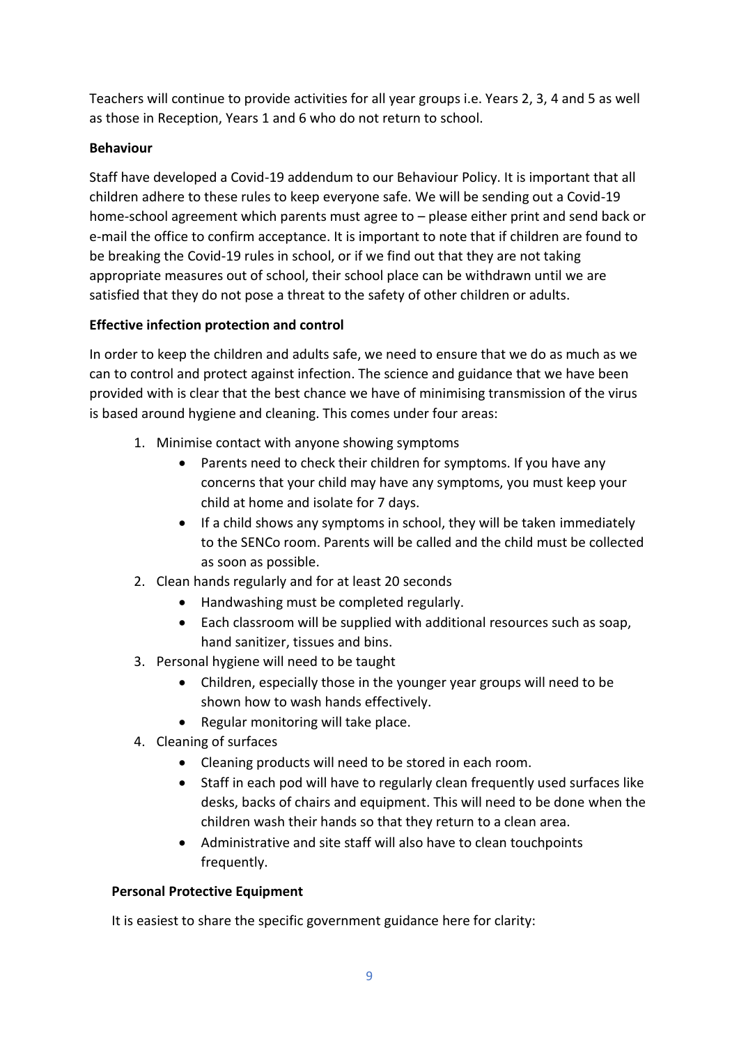Teachers will continue to provide activities for all year groups i.e. Years 2, 3, 4 and 5 as well as those in Reception, Years 1 and 6 who do not return to school.

**Behaviour**

Staff have developed a Covid-19 addendum to our Behaviour Policy. It is important that all children adhere to these rules to keep everyone safe. We will be sending out a Covid-19 home-school agreement which parents must agree to – please either print and send back or e-mail the office to confirm acceptance. It is important to note that if children are found to be breaking the Covid-19 rules in school, or if we find out that they are not taking appropriate measures out of school, their school place can be withdrawn until we are satisfied that they do not pose a threat to the safety of other children or adults.

**Effective infection protection and control**

In order to keep the children and adults safe, we need to ensure that we do as much as we can to control and protect against infection. The science and guidance that we have been provided with is clear that the best chance we have of minimising transmission of the virus is based around hygiene and cleaning. This comes under four areas:

1. Minimise contact with anyone showing symptoms
   - Parents need to check their children for symptoms. If you have any concerns that your child may have any symptoms, you must keep your child at home and isolate for 7 days.
   - If a child shows any symptoms in school, they will be taken immediately to the SENCo room. Parents will be called and the child must be collected as soon as possible.
2. Clean hands regularly and for at least 20 seconds
   - Handwashing must be completed regularly.
   - Each classroom will be supplied with additional resources such as soap, hand sanitizer, tissues and bins.
3. Personal hygiene will need to be taught
   - Children, especially those in the younger year groups will need to be shown how to wash hands effectively.
   - Regular monitoring will take place.
4. Cleaning of surfaces
   - Cleaning products will need to be stored in each room.
   - Staff in each pod will have to regularly clean frequently used surfaces like desks, backs of chairs and equipment. This will need to be done when the children wash their hands so that they return to a clean area.
   - Administrative and site staff will also have to clean touchpoints frequently.

**Personal Protective Equipment**

It is easiest to share the specific government guidance here for clarity: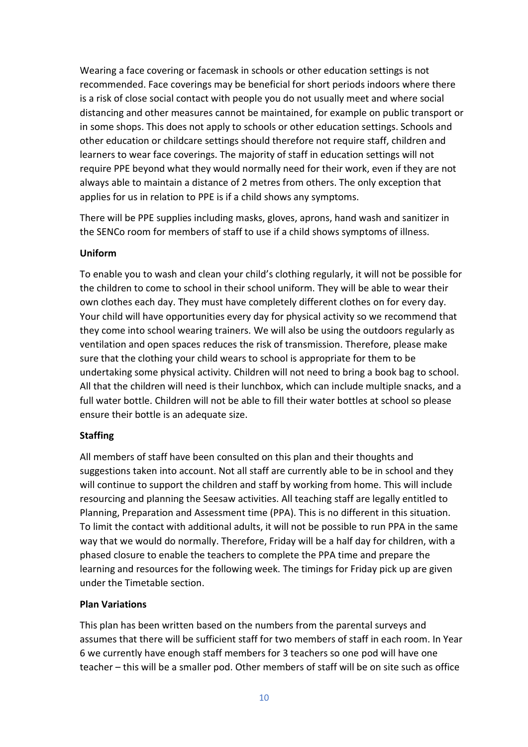Wearing a face covering or facemask in schools or other education settings is not recommended. Face coverings may be beneficial for short periods indoors where there is a risk of close social contact with people you do not usually meet and where social distancing and other measures cannot be maintained, for example on public transport or in some shops. This does not apply to schools or other education settings. Schools and other education or childcare settings should therefore not require staff, children and learners to wear face coverings. The majority of staff in education settings will not require PPE beyond what they would normally need for their work, even if they are not always able to maintain a distance of 2 metres from others. The only exception that applies for us in relation to PPE is if a child shows any symptoms.

There will be PPE supplies including masks, gloves, aprons, hand wash and sanitizer in the SENCo room for members of staff to use if a child shows symptoms of illness.

**Uniform**

To enable you to wash and clean your child's clothing regularly, it will not be possible for the children to come to school in their school uniform. They will be able to wear their own clothes each day. They must have completely different clothes on for every day. Your child will have opportunities every day for physical activity so we recommend that they come into school wearing trainers. We will also be using the outdoors regularly as ventilation and open spaces reduces the risk of transmission. Therefore, please make sure that the clothing your child wears to school is appropriate for them to be undertaking some physical activity. Children will not need to bring a book bag to school. All that the children will need is their lunchbox, which can include multiple snacks, and a full water bottle. Children will not be able to fill their water bottles at school so please ensure their bottle is an adequate size.

**Staffing**

All members of staff have been consulted on this plan and their thoughts and suggestions taken into account. Not all staff are currently able to be in school and they will continue to support the children and staff by working from home. This will include resourcing and planning the Seesaw activities. All teaching staff are legally entitled to Planning, Preparation and Assessment time (PPA). This is no different in this situation. To limit the contact with additional adults, it will not be possible to run PPA in the same way that we would do normally. Therefore, Friday will be a half day for children, with a phased closure to enable the teachers to complete the PPA time and prepare the learning and resources for the following week. The timings for Friday pick up are given under the Timetable section.

**Plan Variations**

This plan has been written based on the numbers from the parental surveys and assumes that there will be sufficient staff for two members of staff in each room. In Year 6 we currently have enough staff members for 3 teachers so one pod will have one teacher – this will be a smaller pod. Other members of staff will be on site such as office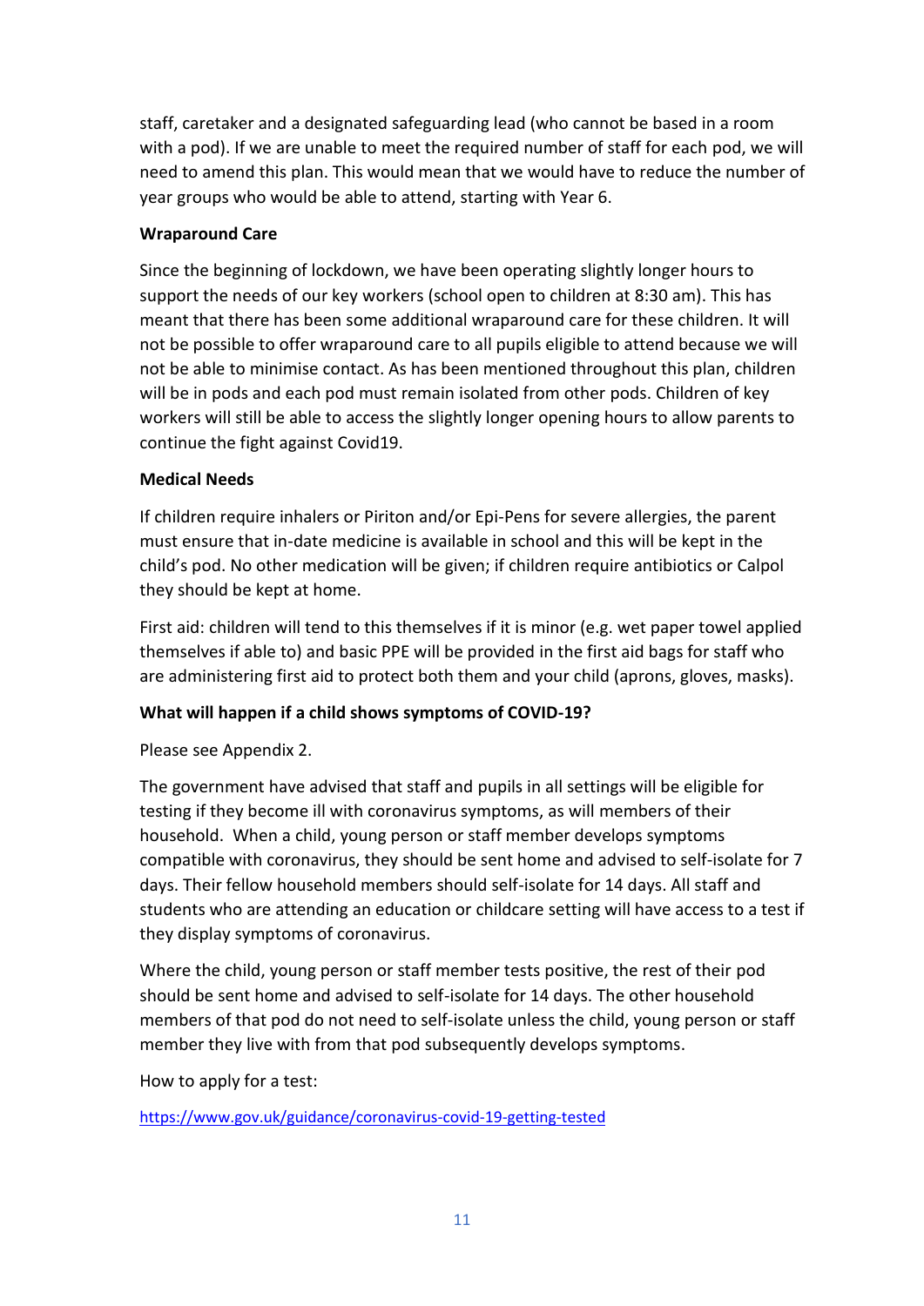staff, caretaker and a designated safeguarding lead (who cannot be based in a room with a pod). If we are unable to meet the required number of staff for each pod, we will need to amend this plan. This would mean that we would have to reduce the number of year groups who would be able to attend, starting with Year 6.

**Wraparound Care**

Since the beginning of lockdown, we have been operating slightly longer hours to support the needs of our key workers (school open to children at 8:30 am). This has meant that there has been some additional wraparound care for these children. It will not be possible to offer wraparound care to all pupils eligible to attend because we will not be able to minimise contact. As has been mentioned throughout this plan, children will be in pods and each pod must remain isolated from other pods. Children of key workers will still be able to access the slightly longer opening hours to allow parents to continue the fight against Covid19.

**Medical Needs**

If children require inhalers or Piriton and/or Epi-Pens for severe allergies, the parent must ensure that in-date medicine is available in school and this will be kept in the child's pod. No other medication will be given; if children require antibiotics or Calpol they should be kept at home.

First aid: children will tend to this themselves if it is minor (e.g. wet paper towel applied themselves if able to) and basic PPE will be provided in the first aid bags for staff who are administering first aid to protect both them and your child (aprons, gloves, masks).

**What will happen if a child shows symptoms of COVID-19?**

Please see Appendix 2.

The government have advised that staff and pupils in all settings will be eligible for testing if they become ill with coronavirus symptoms, as will members of their household. When a child, young person or staff member develops symptoms compatible with coronavirus, they should be sent home and advised to self-isolate for 7 days. Their fellow household members should self-isolate for 14 days. All staff and students who are attending an education or childcare setting will have access to a test if they display symptoms of coronavirus.

Where the child, young person or staff member tests positive, the rest of their pod should be sent home and advised to self-isolate for 14 days. The other household members of that pod do not need to self-isolate unless the child, young person or staff member they live with from that pod subsequently develops symptoms.

How to apply for a test:

https://www.gov.uk/guidance/coronavirus-covid-19-getting-tested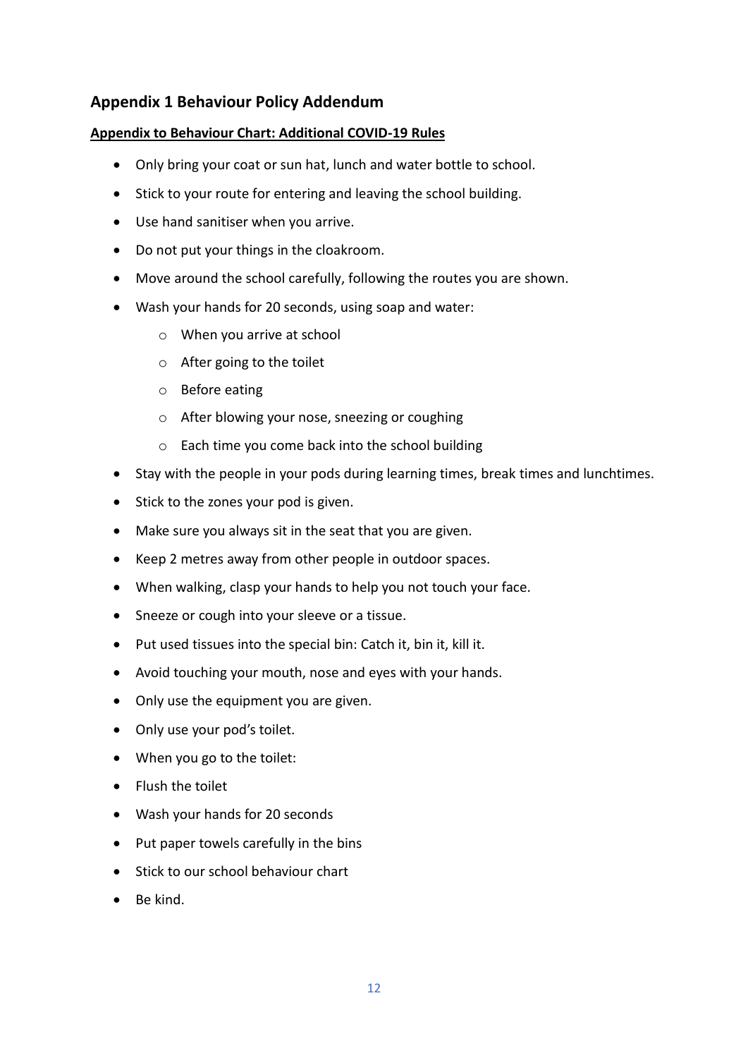## Appendix 1 Behaviour Policy Addendum

**Appendix to Behaviour Chart: Additional COVID-19 Rules**

- Only bring your coat or sun hat, lunch and water bottle to school.
- Stick to your route for entering and leaving the school building.
- Use hand sanitiser when you arrive.
- Do not put your things in the cloakroom.
- Move around the school carefully, following the routes you are shown.
- Wash your hands for 20 seconds, using soap and water:
    - When you arrive at school
    - After going to the toilet
    - Before eating
    - After blowing your nose, sneezing or coughing
    - Each time you come back into the school building
- Stay with the people in your pods during learning times, break times and lunchtimes.
- Stick to the zones your pod is given.
- Make sure you always sit in the seat that you are given.
- Keep 2 metres away from other people in outdoor spaces.
- When walking, clasp your hands to help you not touch your face.
- Sneeze or cough into your sleeve or a tissue.
- Put used tissues into the special bin: Catch it, bin it, kill it.
- Avoid touching your mouth, nose and eyes with your hands.
- Only use the equipment you are given.
- Only use your pod's toilet.
- When you go to the toilet:
- Flush the toilet
- Wash your hands for 20 seconds
- Put paper towels carefully in the bins
- Stick to our school behaviour chart
- Be kind.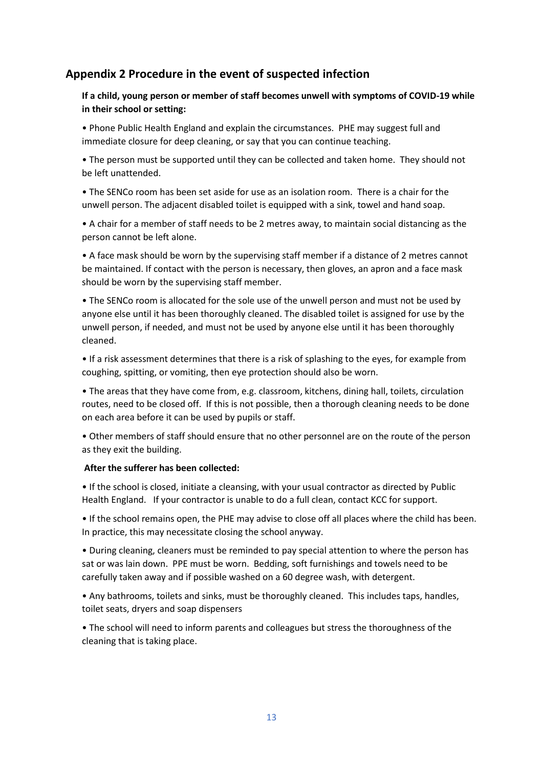## Appendix 2 Procedure in the event of suspected infection

**If a child, young person or member of staff becomes unwell with symptoms of COVID-19 while in their school or setting:**

• Phone Public Health England and explain the circumstances. PHE may suggest full and immediate closure for deep cleaning, or say that you can continue teaching.

• The person must be supported until they can be collected and taken home. They should not be left unattended.

• The SENCo room has been set aside for use as an isolation room. There is a chair for the unwell person. The adjacent disabled toilet is equipped with a sink, towel and hand soap.

• A chair for a member of staff needs to be 2 metres away, to maintain social distancing as the person cannot be left alone.

• A face mask should be worn by the supervising staff member if a distance of 2 metres cannot be maintained. If contact with the person is necessary, then gloves, an apron and a face mask should be worn by the supervising staff member.

• The SENCo room is allocated for the sole use of the unwell person and must not be used by anyone else until it has been thoroughly cleaned. The disabled toilet is assigned for use by the unwell person, if needed, and must not be used by anyone else until it has been thoroughly cleaned.

• If a risk assessment determines that there is a risk of splashing to the eyes, for example from coughing, spitting, or vomiting, then eye protection should also be worn.

• The areas that they have come from, e.g. classroom, kitchens, dining hall, toilets, circulation routes, need to be closed off. If this is not possible, then a thorough cleaning needs to be done on each area before it can be used by pupils or staff.

• Other members of staff should ensure that no other personnel are on the route of the person as they exit the building.

**After the sufferer has been collected:**

• If the school is closed, initiate a cleansing, with your usual contractor as directed by Public Health England. If your contractor is unable to do a full clean, contact KCC for support.

• If the school remains open, the PHE may advise to close off all places where the child has been. In practice, this may necessitate closing the school anyway.

• During cleaning, cleaners must be reminded to pay special attention to where the person has sat or was lain down. PPE must be worn. Bedding, soft furnishings and towels need to be carefully taken away and if possible washed on a 60 degree wash, with detergent.

• Any bathrooms, toilets and sinks, must be thoroughly cleaned. This includes taps, handles, toilet seats, dryers and soap dispensers

• The school will need to inform parents and colleagues but stress the thoroughness of the cleaning that is taking place.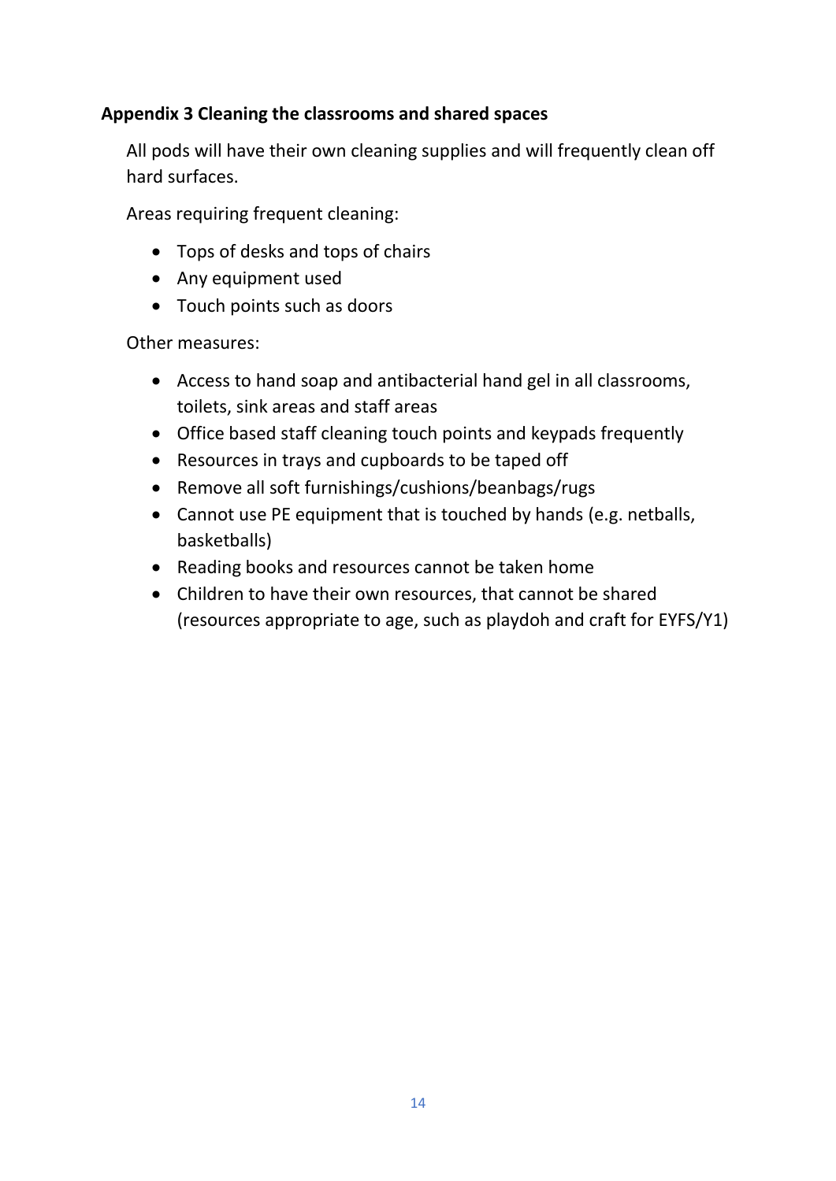### Appendix 3 Cleaning the classrooms and shared spaces

All pods will have their own cleaning supplies and will frequently clean off hard surfaces.

Areas requiring frequent cleaning:

- Tops of desks and tops of chairs
- Any equipment used
- Touch points such as doors

Other measures:

- Access to hand soap and antibacterial hand gel in all classrooms, toilets, sink areas and staff areas
- Office based staff cleaning touch points and keypads frequently
- Resources in trays and cupboards to be taped off
- Remove all soft furnishings/cushions/beanbags/rugs
- Cannot use PE equipment that is touched by hands (e.g. netballs, basketballs)
- Reading books and resources cannot be taken home
- Children to have their own resources, that cannot be shared (resources appropriate to age, such as playdoh and craft for EYFS/Y1)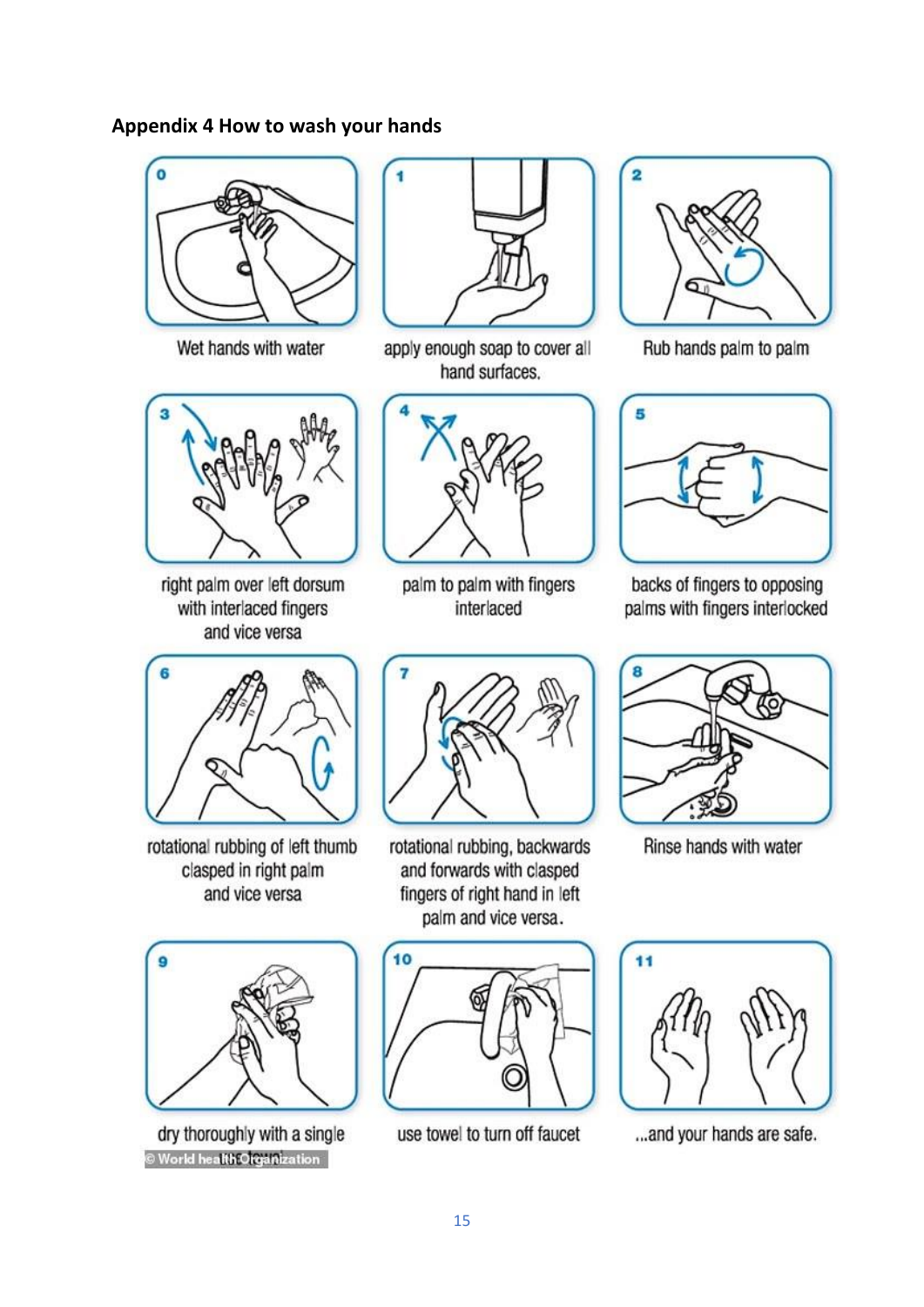## Appendix 4 How to wash your hands

0. Wet hands with water
1. apply enough soap to cover all hand surfaces.
2. Rub hands palm to palm
3. right palm over left dorsum with interlaced fingers and vice versa
4. palm to palm with fingers interlaced
5. backs of fingers to opposing palms with fingers interlocked
6. rotational rubbing of left thumb clasped in right palm and vice versa
7. rotational rubbing, backwards and forwards with clasped fingers of right hand in left palm and vice versa.
8. Rinse hands with water
9. dry thoroughly with a single use towel
10. use towel to turn off faucet
11. ...and your hands are safe.

© World health Organization